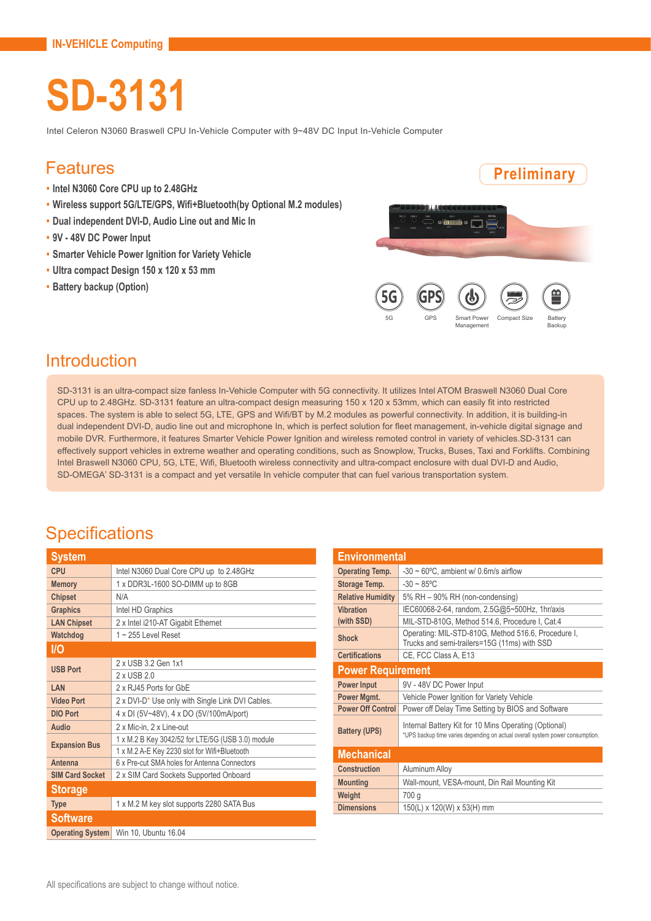IN-VEHICLE Computing

# SD-3131

Intel Celeron N3060 Braswell CPU In-Vehicle Computer with 9~48V DC Input In-Vehicle Computer

## Features

Preliminary

- Intel N3060 Core CPU up to 2.48GHz
- Wireless support 5G/LTE/GPS, Wifi+Bluetooth(by Optional M.2 modules)
- Dual independent DVI-D, Audio Line out and Mic In
- 9V - 48V DC Power Input
- Smarter Vehicle Power Ignition for Variety Vehicle
- Ultra compact Design 150 x 120 x 53 mm
- Battery backup (Option)

5G | GPS | Smart Power Management | Compact Size | Battery Backup

## Introduction

SD-3131 is an ultra-compact size fanless In-Vehicle Computer with 5G connectivity. It utilizes Intel ATOM Braswell N3060 Dual Core CPU up to 2.48GHz. SD-3131 feature an ultra-compact design measuring 150 x 120 x 53mm, which can easily fit into restricted spaces. The system is able to select 5G, LTE, GPS and Wifi/BT by M.2 modules as powerful connectivity. In addition, it is building-in dual independent DVI-D, audio line out and microphone In, which is perfect solution for fleet management, in-vehicle digital signage and mobile DVR. Furthermore, it features Smarter Vehicle Power Ignition and wireless remoted control in variety of vehicles.SD-3131 can effectively support vehicles in extreme weather and operating conditions, such as Snowplow, Trucks, Buses, Taxi and Forklifts. Combining Intel Braswell N3060 CPU, 5G, LTE, Wifi, Bluetooth wireless connectivity and ultra-compact enclosure with dual DVI-D and Audio, SD-OMEGA' SD-3131 is a compact and yet versatile In vehicle computer that can fuel various transportation system.

## Specifications

| System | |
|---|---|
| CPU | Intel N3060 Dual Core CPU up to 2.48GHz |
| Memory | 1 x DDR3L-1600 SO-DIMM up to 8GB |
| Chipset | N/A |
| Graphics | Intel HD Graphics |
| LAN Chipset | 2 x Intel i210-AT Gigabit Ethernet |
| Watchdog | 1 ~ 255 Level Reset |
| **I/O** | |
| USB Port | 2 x USB 3.2 Gen 1x1 |
| | 2 x USB 2.0 |
| LAN | 2 x RJ45 Ports for GbE |
| Video Port | 2 x DVI-D* Use only with Single Link DVI Cables. |
| DIO Port | 4 x DI (5V~48V), 4 x DO (5V/100mA/port) |
| Audio | 2 x Mic-in, 2 x Line-out |
| Expansion Bus | 1 x M.2 B Key 3042/52 for LTE/5G (USB 3.0) module |
| | 1 x M.2 A-E Key 2230 slot for Wifi+Bluetooth |
| Antenna | 6 x Pre-cut SMA holes for Antenna Connectors |
| SIM Card Socket | 2 x SIM Card Sockets Supported Onboard |
| **Storage** | |
| Type | 1 x M.2 M key slot supports 2280 SATA Bus |
| **Software** | |
| Operating System | Win 10, Ubuntu 16.04 |

| Environmental | |
|---|---|
| Operating Temp. | -30 ~ 60ºC, ambient w/ 0.6m/s airflow |
| Storage Temp. | -30 ~ 85ºC |
| Relative Humidity | 5% RH – 90% RH (non-condensing) |
| Vibration (with SSD) | IEC60068-2-64, random, 2.5G@5~500Hz, 1hr/axis |
| | MIL-STD-810G, Method 514.6, Procedure I, Cat.4 |
| Shock | Operating: MIL-STD-810G, Method 516.6, Procedure I, Trucks and semi-trailers=15G (11ms) with SSD |
| Certifications | CE, FCC Class A, E13 |
| **Power Requirement** | |
| Power Input | 9V - 48V DC Power Input |
| Power Mgmt. | Vehicle Power Ignition for Variety Vehicle |
| Power Off Control | Power off Delay Time Setting by BIOS and Software |
| Battery (UPS) | Internal Battery Kit for 10 Mins Operating (Optional) *UPS backup time varies depending on actual overall system power consumption. |
| **Mechanical** | |
| Construction | Aluminum Alloy |
| Mounting | Wall-mount, VESA-mount, Din Rail Mounting Kit |
| Weight | 700 g |
| Dimensions | 150(L) x 120(W) x 53(H) mm |

All specifications are subject to change without notice.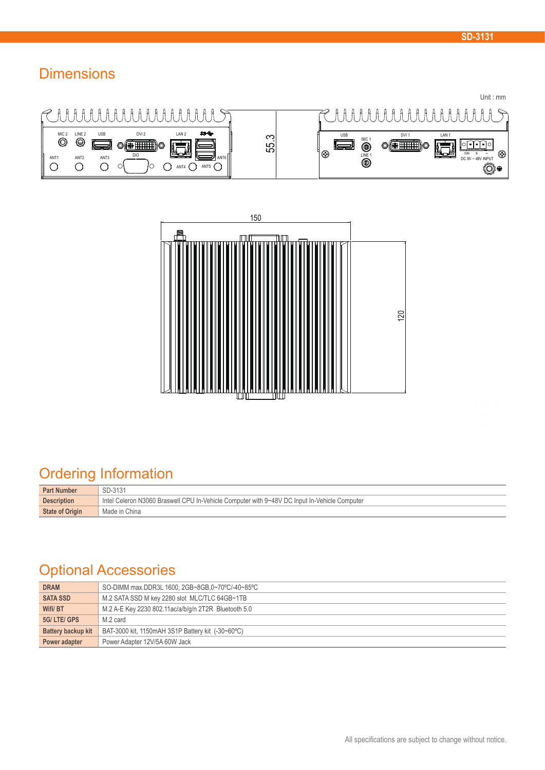## Dimensions

Unit : mm

MIC 2 LINE 2 USB DVI 2 LAN 2
ANT1 ANT2 ANT3 DIO ANT4 ANT5 ANT6

55.3

USB MIC 1 DVI 1 LAN 1
LINE 1 IGN + − DC 9V ~ 48V INPUT

150

120

## Ordering Information

| | |
|---|---|
| **Part Number** | SD-3131 |
| **Description** | Intel Celeron N3060 Braswell CPU In-Vehicle Computer with 9~48V DC Input In-Vehicle Computer |
| **State of Origin** | Made in China |

## Optional Accessories

| | |
|---|---|
| **DRAM** | SO-DIMM max.DDR3L 1600, 2GB~8GB,0~70ºC/-40~85ºC |
| **SATA SSD** | M.2 SATA SSD M key 2280 slot MLC/TLC 64GB~1TB |
| **Wifi/ BT** | M.2 A-E Key 2230 802.11ac/a/b/g/n 2T2R Bluetooth 5.0 |
| **5G/ LTE/ GPS** | M.2 card |
| **Battery backup kit** | BAT-3000 kit, 1150mAH 3S1P Battery kit (-30~60ºC) |
| **Power adapter** | Power Adapter 12V/5A 60W Jack |

All specifications are subject to change without notice.